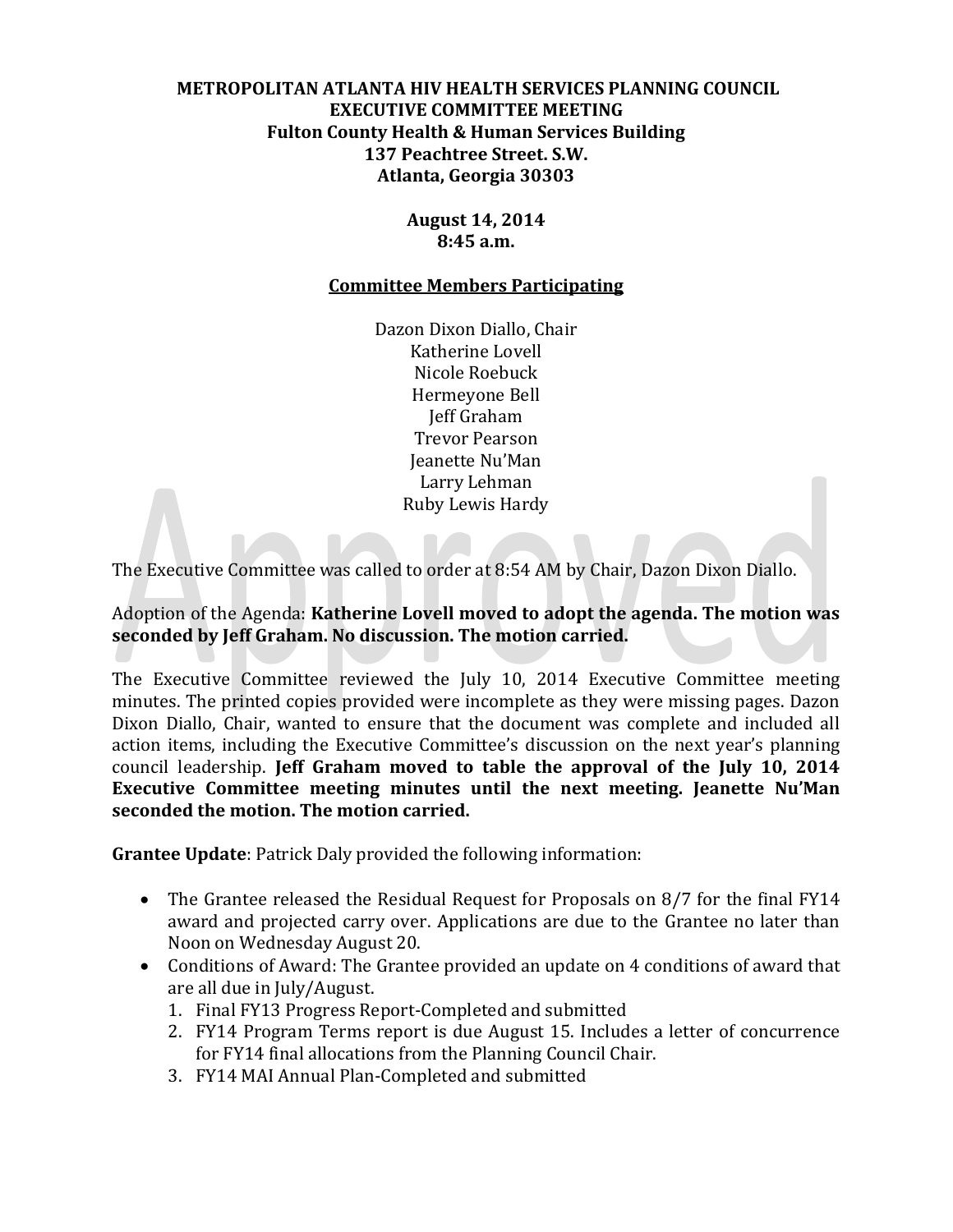# METROPOLITAN ATLANTA HIV HEALTH SERVICES PLANNING COUNCIL
## EXECUTIVE COMMITTEE MEETING

**Fulton County Health & Human Services Building**
**137 Peachtree Street. S.W.**
**Atlanta, Georgia 30303**

**August 14, 2014**
**8:45 a.m.**

**Committee Members Participating**

Dazon Dixon Diallo, Chair
Katherine Lovell
Nicole Roebuck
Hermeyone Bell
Jeff Graham
Trevor Pearson
Jeanette Nu'Man
Larry Lehman
Ruby Lewis Hardy

The Executive Committee was called to order at 8:54 AM by Chair, Dazon Dixon Diallo.

Adoption of the Agenda: **Katherine Lovell moved to adopt the agenda. The motion was seconded by Jeff Graham. No discussion. The motion carried.**

The Executive Committee reviewed the July 10, 2014 Executive Committee meeting minutes. The printed copies provided were incomplete as they were missing pages. Dazon Dixon Diallo, Chair, wanted to ensure that the document was complete and included all action items, including the Executive Committee's discussion on the next year's planning council leadership. **Jeff Graham moved to table the approval of the July 10, 2014 Executive Committee meeting minutes until the next meeting. Jeanette Nu'Man seconded the motion. The motion carried.**

**Grantee Update**: Patrick Daly provided the following information:

- The Grantee released the Residual Request for Proposals on 8/7 for the final FY14 award and projected carry over. Applications are due to the Grantee no later than Noon on Wednesday August 20.
- Conditions of Award: The Grantee provided an update on 4 conditions of award that are all due in July/August.
  1. Final FY13 Progress Report-Completed and submitted
  2. FY14 Program Terms report is due August 15. Includes a letter of concurrence for FY14 final allocations from the Planning Council Chair.
  3. FY14 MAI Annual Plan-Completed and submitted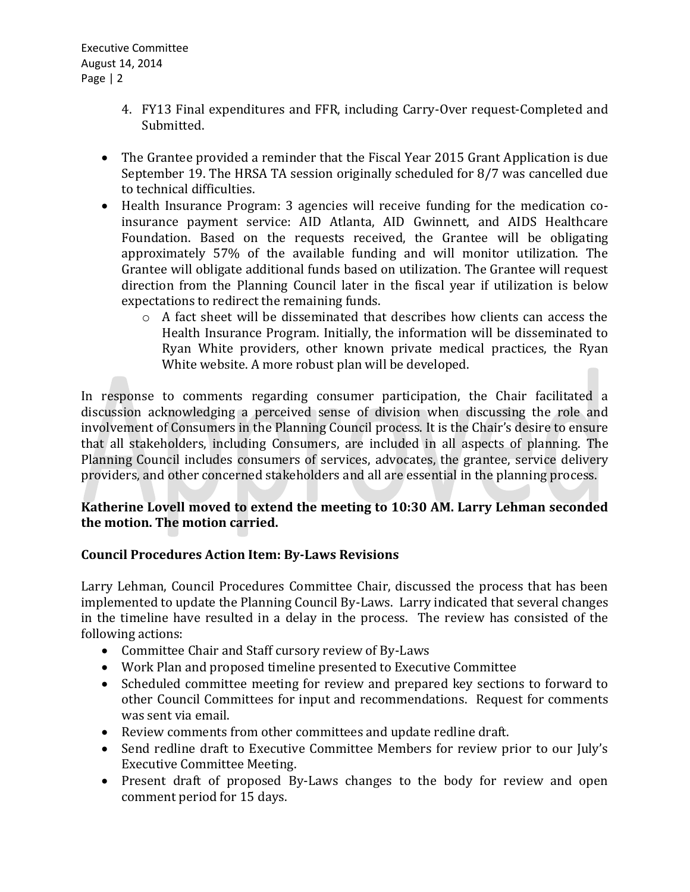4. FY13 Final expenditures and FFR, including Carry-Over request-Completed and Submitted.

- The Grantee provided a reminder that the Fiscal Year 2015 Grant Application is due September 19. The HRSA TA session originally scheduled for 8/7 was cancelled due to technical difficulties.
- Health Insurance Program: 3 agencies will receive funding for the medication co-insurance payment service: AID Atlanta, AID Gwinnett, and AIDS Healthcare Foundation. Based on the requests received, the Grantee will be obligating approximately 57% of the available funding and will monitor utilization. The Grantee will obligate additional funds based on utilization. The Grantee will request direction from the Planning Council later in the fiscal year if utilization is below expectations to redirect the remaining funds.
    - A fact sheet will be disseminated that describes how clients can access the Health Insurance Program. Initially, the information will be disseminated to Ryan White providers, other known private medical practices, the Ryan White website. A more robust plan will be developed.

In response to comments regarding consumer participation, the Chair facilitated a discussion acknowledging a perceived sense of division when discussing the role and involvement of Consumers in the Planning Council process. It is the Chair's desire to ensure that all stakeholders, including Consumers, are included in all aspects of planning. The Planning Council includes consumers of services, advocates, the grantee, service delivery providers, and other concerned stakeholders and all are essential in the planning process.

**Katherine Lovell moved to extend the meeting to 10:30 AM. Larry Lehman seconded the motion. The motion carried.**

**Council Procedures Action Item: By-Laws Revisions**

Larry Lehman, Council Procedures Committee Chair, discussed the process that has been implemented to update the Planning Council By-Laws. Larry indicated that several changes in the timeline have resulted in a delay in the process. The review has consisted of the following actions:

- Committee Chair and Staff cursory review of By-Laws
- Work Plan and proposed timeline presented to Executive Committee
- Scheduled committee meeting for review and prepared key sections to forward to other Council Committees for input and recommendations. Request for comments was sent via email.
- Review comments from other committees and update redline draft.
- Send redline draft to Executive Committee Members for review prior to our July's Executive Committee Meeting.
- Present draft of proposed By-Laws changes to the body for review and open comment period for 15 days.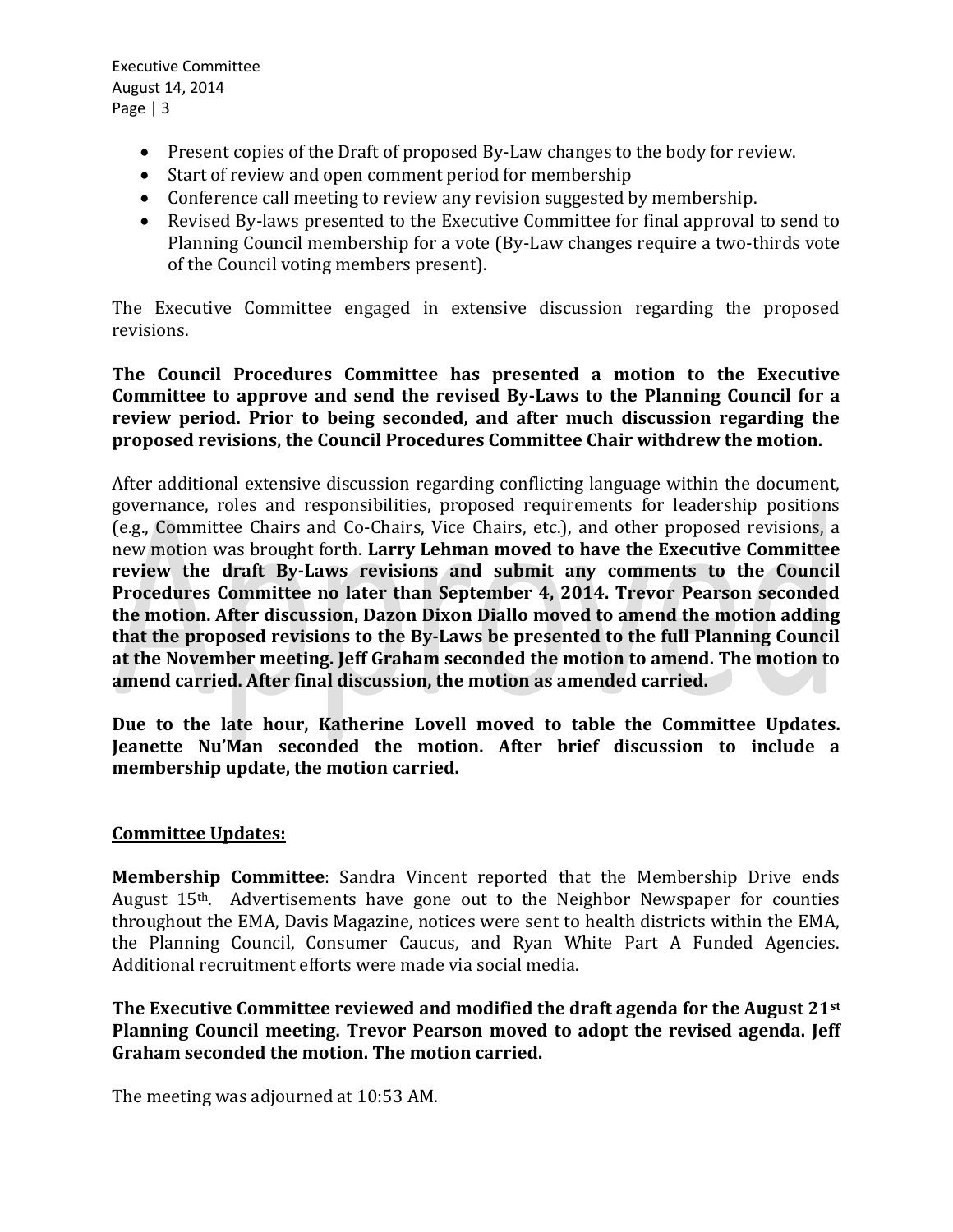- Present copies of the Draft of proposed By-Law changes to the body for review.
- Start of review and open comment period for membership
- Conference call meeting to review any revision suggested by membership.
- Revised By-laws presented to the Executive Committee for final approval to send to Planning Council membership for a vote (By-Law changes require a two-thirds vote of the Council voting members present).

The Executive Committee engaged in extensive discussion regarding the proposed revisions.

**The Council Procedures Committee has presented a motion to the Executive Committee to approve and send the revised By-Laws to the Planning Council for a review period. Prior to being seconded, and after much discussion regarding the proposed revisions, the Council Procedures Committee Chair withdrew the motion.**

After additional extensive discussion regarding conflicting language within the document, governance, roles and responsibilities, proposed requirements for leadership positions (e.g., Committee Chairs and Co-Chairs, Vice Chairs, etc.), and other proposed revisions, a new motion was brought forth. **Larry Lehman moved to have the Executive Committee review the draft By-Laws revisions and submit any comments to the Council Procedures Committee no later than September 4, 2014. Trevor Pearson seconded the motion. After discussion, Dazon Dixon Diallo moved to amend the motion adding that the proposed revisions to the By-Laws be presented to the full Planning Council at the November meeting. Jeff Graham seconded the motion to amend. The motion to amend carried. After final discussion, the motion as amended carried.**

**Due to the late hour, Katherine Lovell moved to table the Committee Updates. Jeanette Nu'Man seconded the motion. After brief discussion to include a membership update, the motion carried.**

**Committee Updates:**

**Membership Committee**: Sandra Vincent reported that the Membership Drive ends August 15th. Advertisements have gone out to the Neighbor Newspaper for counties throughout the EMA, Davis Magazine, notices were sent to health districts within the EMA, the Planning Council, Consumer Caucus, and Ryan White Part A Funded Agencies. Additional recruitment efforts were made via social media.

**The Executive Committee reviewed and modified the draft agenda for the August 21st Planning Council meeting. Trevor Pearson moved to adopt the revised agenda. Jeff Graham seconded the motion. The motion carried.**

The meeting was adjourned at 10:53 AM.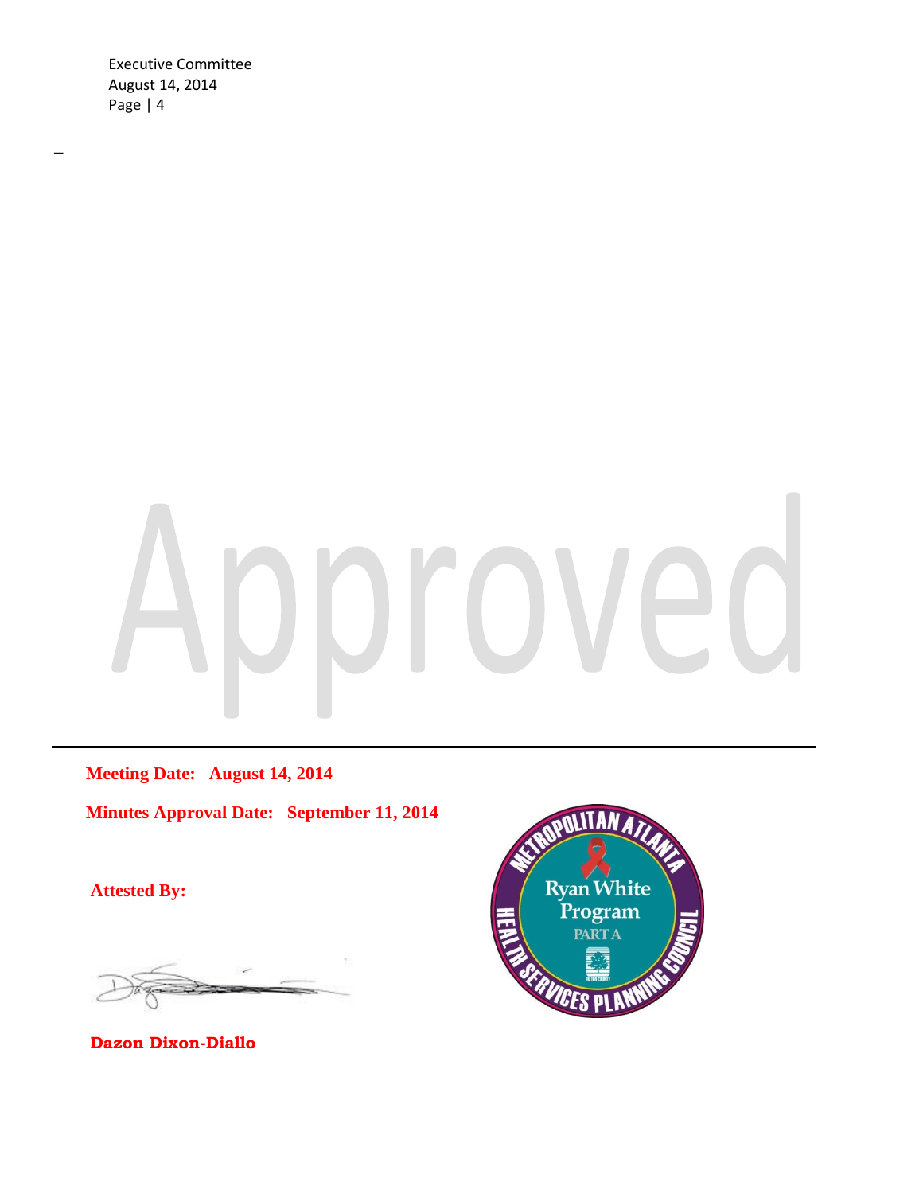Approved

---

**Meeting Date: August 14, 2014**

**Minutes Approval Date: September 11, 2014**

**Attested By:**

**Dazon Dixon-Diallo**